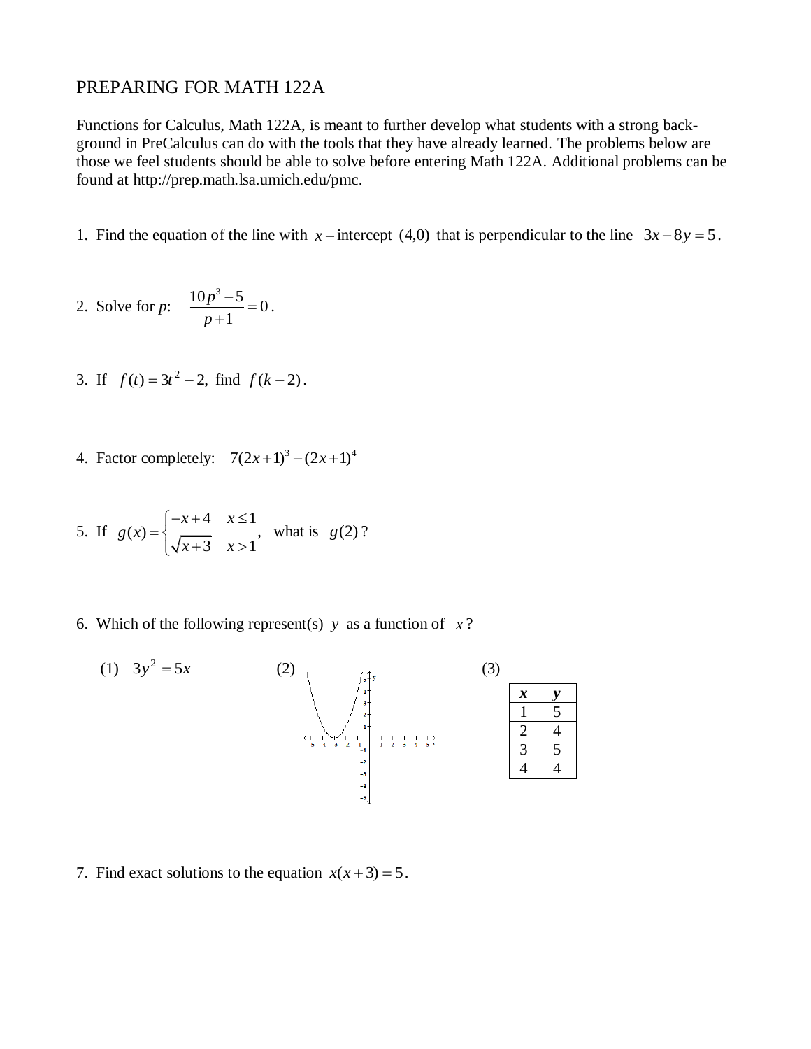# PREPARING FOR MATH 122A

Functions for Calculus, Math 122A, is meant to further develop what students with a strong background in PreCalculus can do with the tools that they have already learned. The problems below are those we feel students should be able to solve before entering Math 122A. Additional problems can be found at http://prep.math.lsa.umich.edu/pmc.

1. Find the equation of the line with $x$ – intercept $(4,0)$ that is perpendicular to the line $3x - 8y = 5$.

2. Solve for *p*: $\dfrac{10p^3 - 5}{p+1} = 0$.

3. If $f(t) = 3t^2 - 2$, find $f(k-2)$.

4. Factor completely: $7(2x+1)^3 - (2x+1)^4$

5. If $g(x) = \begin{cases} -x+4 & x \le 1 \\ \sqrt{x+3} & x > 1 \end{cases}$, what is $g(2)$?

6. Which of the following represent(s) $y$ as a function of $x$?

   (1) $3y^2 = 5x$

   (2)

   (3)

| $x$ | $y$ |
|---|---|
| 1 | 5 |
| 2 | 4 |
| 3 | 5 |
| 4 | 4 |

7. Find exact solutions to the equation $x(x+3) = 5$.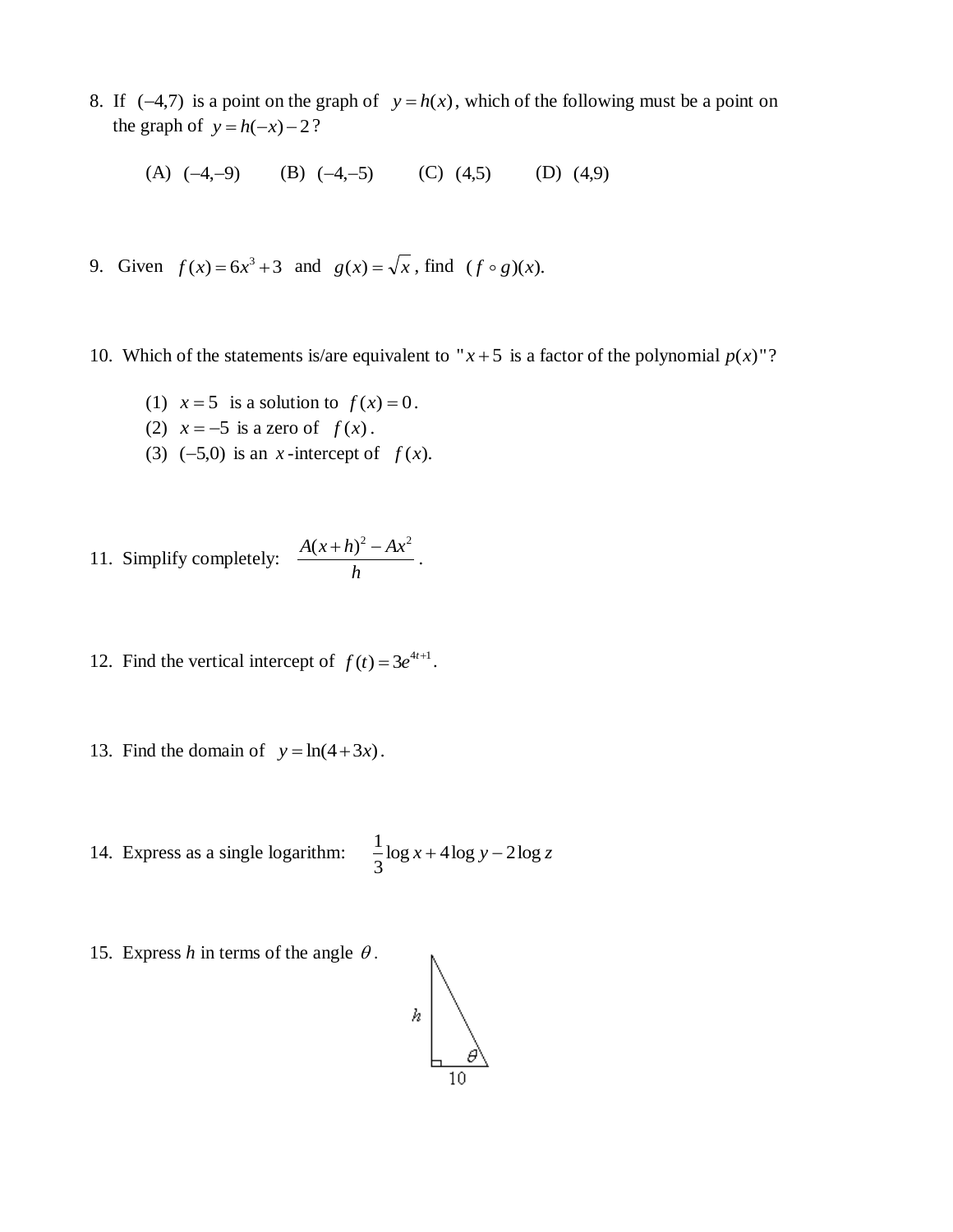8. If $(-4,7)$ is a point on the graph of $y = h(x)$, which of the following must be a point on the graph of $y = h(-x) - 2$?

   (A) $(-4,-9)$ (B) $(-4,-5)$ (C) $(4,5)$ (D) $(4,9)$

9. Given $f(x) = 6x^3 + 3$ and $g(x) = \sqrt{x}$, find $(f \circ g)(x)$.

10. Which of the statements is/are equivalent to "$x + 5$ is a factor of the polynomial $p(x)$"?

    (1) $x = 5$ is a solution to $f(x) = 0$.
    (2) $x = -5$ is a zero of $f(x)$.
    (3) $(-5,0)$ is an $x$-intercept of $f(x)$.

11. Simplify completely: $\dfrac{A(x+h)^2 - Ax^2}{h}$.

12. Find the vertical intercept of $f(t) = 3e^{4t+1}$.

13. Find the domain of $y = \ln(4 + 3x)$.

14. Express as a single logarithm: $\dfrac{1}{3}\log x + 4\log y - 2\log z$

15. Express $h$ in terms of the angle $\theta$.

    (Right triangle: vertical leg $h$, horizontal leg $10$, angle $\theta$ at the vertex between the horizontal leg and the hypotenuse.)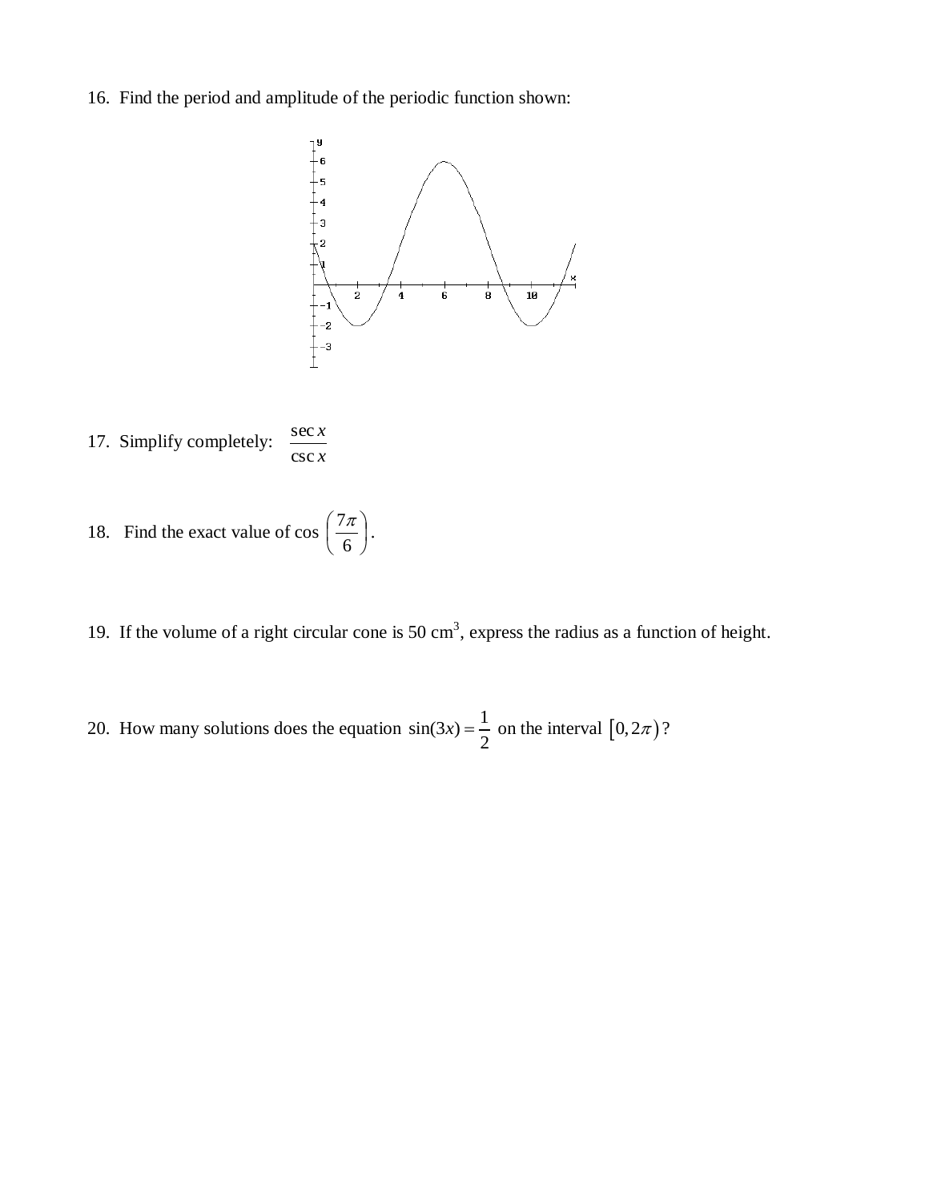16. Find the period and amplitude of the periodic function shown:

17. Simplify completely: $\dfrac{\sec x}{\csc x}$

18. Find the exact value of $\cos\left(\dfrac{7\pi}{6}\right)$.

19. If the volume of a right circular cone is 50 cm$^3$, express the radius as a function of height.

20. How many solutions does the equation $\sin(3x) = \dfrac{1}{2}$ on the interval $[0, 2\pi)$?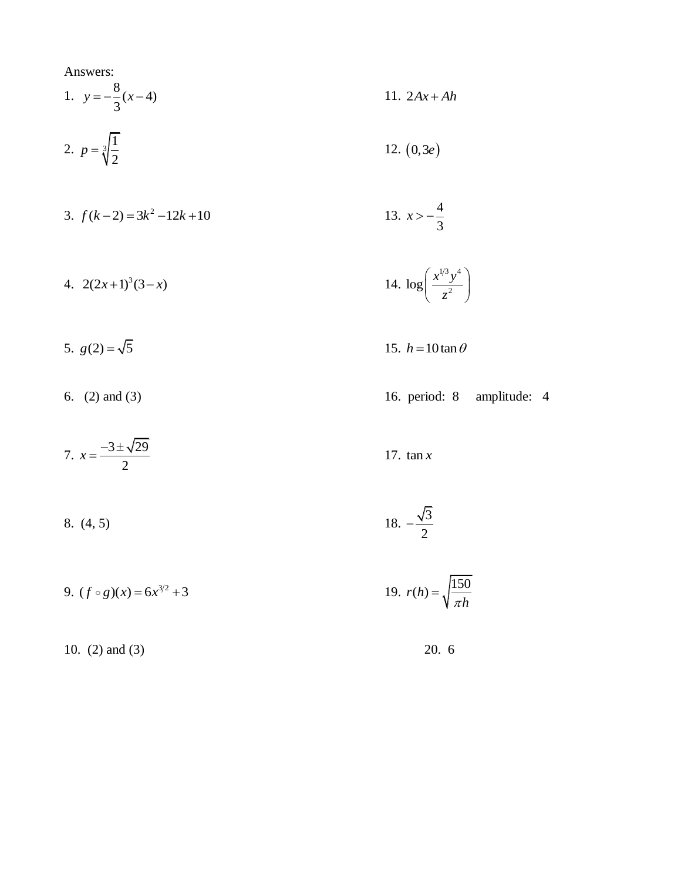Answers:

1. $y = -\frac{8}{3}(x-4)$

2. $p = \sqrt[3]{\frac{1}{2}}$

3. $f(k-2) = 3k^2 - 12k + 10$

4. $2(2x+1)^3(3-x)$

5. $g(2) = \sqrt{5}$

6. (2) and (3)

7. $x = \frac{-3 \pm \sqrt{29}}{2}$

8. (4, 5)

9. $(f \circ g)(x) = 6x^{3/2} + 3$

10. (2) and (3)

11. $2Ax + Ah$

12. $(0, 3e)$

13. $x > -\frac{4}{3}$

14. $\log\left(\frac{x^{1/3}y^4}{z^2}\right)$

15. $h = 10\tan\theta$

16. period: 8 amplitude: 4

17. $\tan x$

18. $-\frac{\sqrt{3}}{2}$

19. $r(h) = \sqrt{\frac{150}{\pi h}}$

20. 6